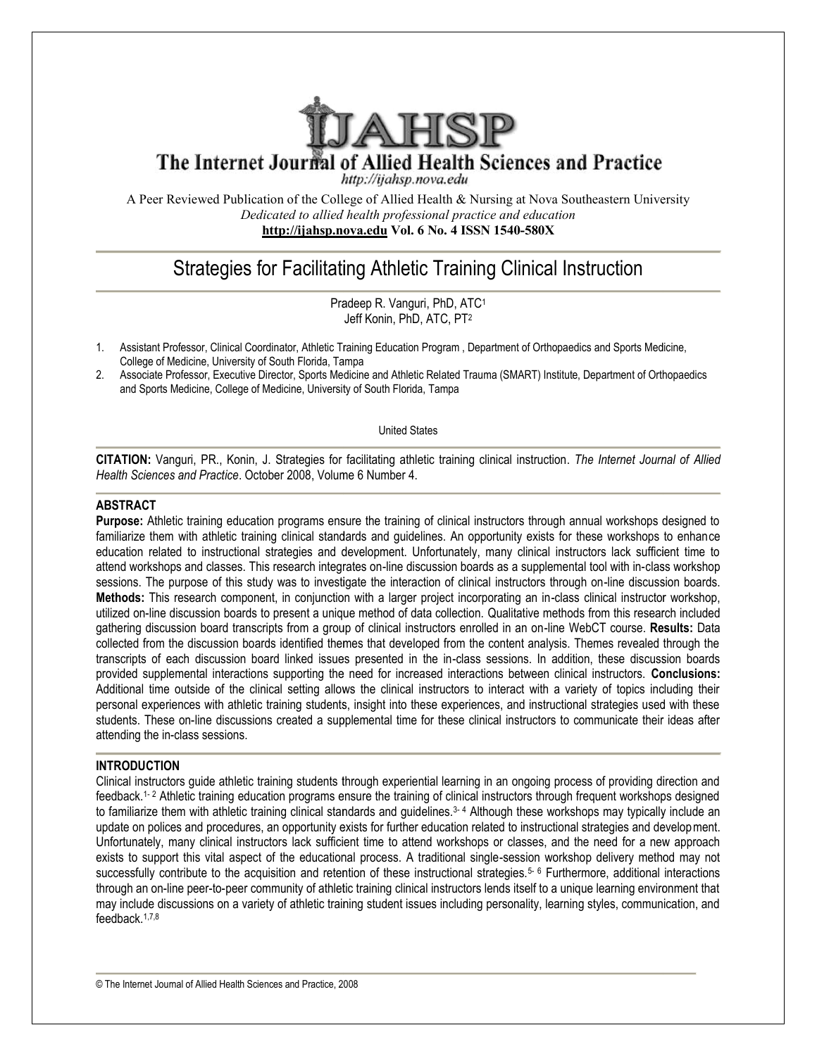# The Internet Journal of Allied Health Sciences and Practice

http://ijahsp.nova.edu

A Peer Reviewed Publication of the College of Allied Health & Nursing at Nova Southeastern University
*Dedicated to allied health professional practice and education*
**http://ijahsp.nova.edu Vol. 6 No. 4 ISSN 1540-580X**

## Strategies for Facilitating Athletic Training Clinical Instruction

Pradeep R. Vanguri, PhD, ATC[1]
Jeff Konin, PhD, ATC, PT[2]

1. Assistant Professor, Clinical Coordinator, Athletic Training Education Program , Department of Orthopaedics and Sports Medicine, College of Medicine, University of South Florida, Tampa
2. Associate Professor, Executive Director, Sports Medicine and Athletic Related Trauma (SMART) Institute, Department of Orthopaedics and Sports Medicine, College of Medicine, University of South Florida, Tampa

United States

**CITATION:** Vanguri, PR., Konin, J. Strategies for facilitating athletic training clinical instruction. *The Internet Journal of Allied Health Sciences and Practice*. October 2008, Volume 6 Number 4.

### ABSTRACT

**Purpose:** Athletic training education programs ensure the training of clinical instructors through annual workshops designed to familiarize them with athletic training clinical standards and guidelines. An opportunity exists for these workshops to enhance education related to instructional strategies and development. Unfortunately, many clinical instructors lack sufficient time to attend workshops and classes. This research integrates on-line discussion boards as a supplemental tool with in-class workshop sessions. The purpose of this study was to investigate the interaction of clinical instructors through on-line discussion boards. **Methods:** This research component, in conjunction with a larger project incorporating an in-class clinical instructor workshop, utilized on-line discussion boards to present a unique method of data collection. Qualitative methods from this research included gathering discussion board transcripts from a group of clinical instructors enrolled in an on-line WebCT course. **Results:** Data collected from the discussion boards identified themes that developed from the content analysis. Themes revealed through the transcripts of each discussion board linked issues presented in the in-class sessions. In addition, these discussion boards provided supplemental interactions supporting the need for increased interactions between clinical instructors. **Conclusions:** Additional time outside of the clinical setting allows the clinical instructors to interact with a variety of topics including their personal experiences with athletic training students, insight into these experiences, and instructional strategies used with these students. These on-line discussions created a supplemental time for these clinical instructors to communicate their ideas after attending the in-class sessions.

### INTRODUCTION

Clinical instructors guide athletic training students through experiential learning in an ongoing process of providing direction and feedback.[1-2] Athletic training education programs ensure the training of clinical instructors through frequent workshops designed to familiarize them with athletic training clinical standards and guidelines.[3-4] Although these workshops may typically include an update on polices and procedures, an opportunity exists for further education related to instructional strategies and development. Unfortunately, many clinical instructors lack sufficient time to attend workshops or classes, and the need for a new approach exists to support this vital aspect of the educational process. A traditional single-session workshop delivery method may not successfully contribute to the acquisition and retention of these instructional strategies.[5-6] Furthermore, additional interactions through an on-line peer-to-peer community of athletic training clinical instructors lends itself to a unique learning environment that may include discussions on a variety of athletic training student issues including personality, learning styles, communication, and feedback.[1,7,8]

© The Internet Journal of Allied Health Sciences and Practice, 2008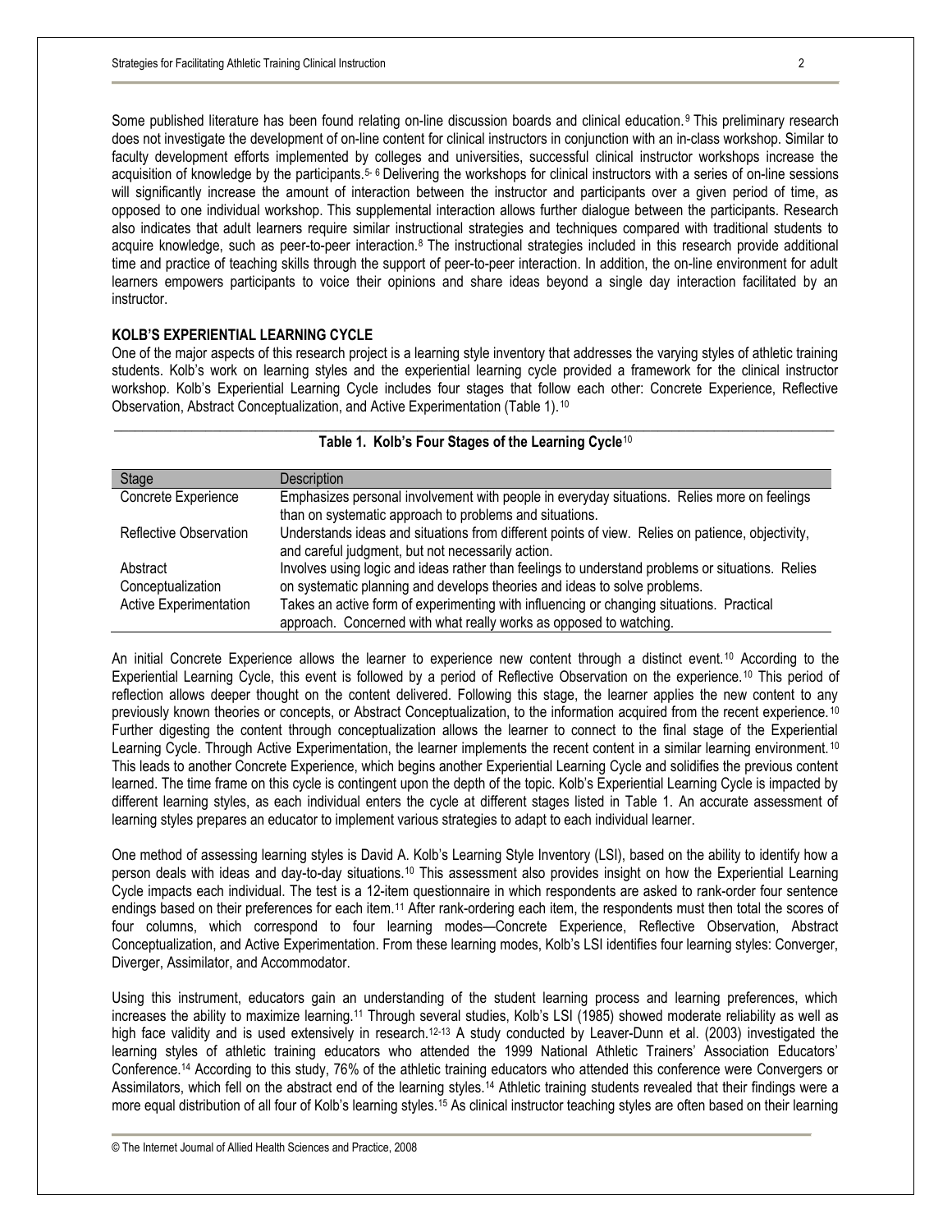Some published literature has been found relating on-line discussion boards and clinical education.[9] This preliminary research does not investigate the development of on-line content for clinical instructors in conjunction with an in-class workshop. Similar to faculty development efforts implemented by colleges and universities, successful clinical instructor workshops increase the acquisition of knowledge by the participants.[5-6] Delivering the workshops for clinical instructors with a series of on-line sessions will significantly increase the amount of interaction between the instructor and participants over a given period of time, as opposed to one individual workshop. This supplemental interaction allows further dialogue between the participants. Research also indicates that adult learners require similar instructional strategies and techniques compared with traditional students to acquire knowledge, such as peer-to-peer interaction.[8] The instructional strategies included in this research provide additional time and practice of teaching skills through the support of peer-to-peer interaction. In addition, the on-line environment for adult learners empowers participants to voice their opinions and share ideas beyond a single day interaction facilitated by an instructor.

## KOLB'S EXPERIENTIAL LEARNING CYCLE

One of the major aspects of this research project is a learning style inventory that addresses the varying styles of athletic training students. Kolb's work on learning styles and the experiential learning cycle provided a framework for the clinical instructor workshop. Kolb's Experiential Learning Cycle includes four stages that follow each other: Concrete Experience, Reflective Observation, Abstract Conceptualization, and Active Experimentation (Table 1).[10]

**Table 1. Kolb's Four Stages of the Learning Cycle**[10]

| Stage | Description |
|---|---|
| Concrete Experience | Emphasizes personal involvement with people in everyday situations. Relies more on feelings than on systematic approach to problems and situations. |
| Reflective Observation | Understands ideas and situations from different points of view. Relies on patience, objectivity, and careful judgment, but not necessarily action. |
| Abstract Conceptualization | Involves using logic and ideas rather than feelings to understand problems or situations. Relies on systematic planning and develops theories and ideas to solve problems. |
| Active Experimentation | Takes an active form of experimenting with influencing or changing situations. Practical approach. Concerned with what really works as opposed to watching. |

An initial Concrete Experience allows the learner to experience new content through a distinct event.[10] According to the Experiential Learning Cycle, this event is followed by a period of Reflective Observation on the experience.[10] This period of reflection allows deeper thought on the content delivered. Following this stage, the learner applies the new content to any previously known theories or concepts, or Abstract Conceptualization, to the information acquired from the recent experience.[10] Further digesting the content through conceptualization allows the learner to connect to the final stage of the Experiential Learning Cycle. Through Active Experimentation, the learner implements the recent content in a similar learning environment.[10] This leads to another Concrete Experience, which begins another Experiential Learning Cycle and solidifies the previous content learned. The time frame on this cycle is contingent upon the depth of the topic. Kolb's Experiential Learning Cycle is impacted by different learning styles, as each individual enters the cycle at different stages listed in Table 1. An accurate assessment of learning styles prepares an educator to implement various strategies to adapt to each individual learner.

One method of assessing learning styles is David A. Kolb's Learning Style Inventory (LSI), based on the ability to identify how a person deals with ideas and day-to-day situations.[10] This assessment also provides insight on how the Experiential Learning Cycle impacts each individual. The test is a 12-item questionnaire in which respondents are asked to rank-order four sentence endings based on their preferences for each item.[11] After rank-ordering each item, the respondents must then total the scores of four columns, which correspond to four learning modes—Concrete Experience, Reflective Observation, Abstract Conceptualization, and Active Experimentation. From these learning modes, Kolb's LSI identifies four learning styles: Converger, Diverger, Assimilator, and Accommodator.

Using this instrument, educators gain an understanding of the student learning process and learning preferences, which increases the ability to maximize learning.[11] Through several studies, Kolb's LSI (1985) showed moderate reliability as well as high face validity and is used extensively in research.[12-13] A study conducted by Leaver-Dunn et al. (2003) investigated the learning styles of athletic training educators who attended the 1999 National Athletic Trainers' Association Educators' Conference.[14] According to this study, 76% of the athletic training educators who attended this conference were Convergers or Assimilators, which fell on the abstract end of the learning styles.[14] Athletic training students revealed that their findings were a more equal distribution of all four of Kolb's learning styles.[15] As clinical instructor teaching styles are often based on their learning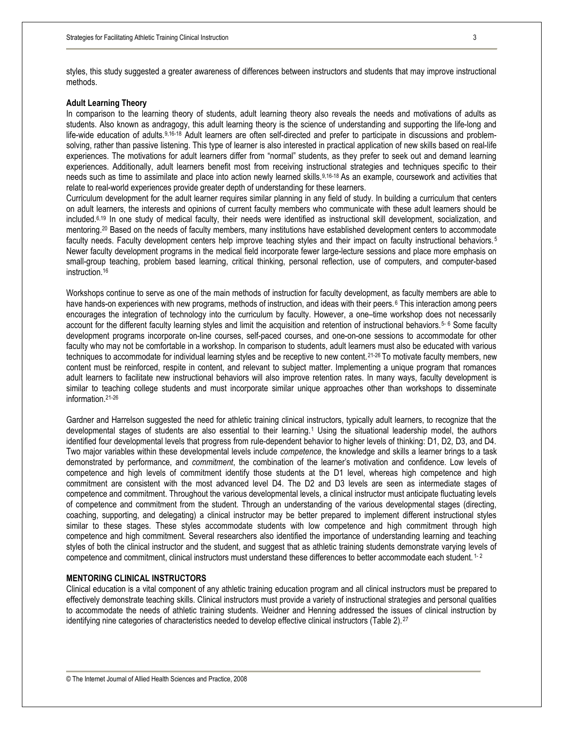styles, this study suggested a greater awareness of differences between instructors and students that may improve instructional methods.

**Adult Learning Theory**

In comparison to the learning theory of students, adult learning theory also reveals the needs and motivations of adults as students. Also known as andragogy, this adult learning theory is the science of understanding and supporting the life-long and life-wide education of adults.[9,16-18] Adult learners are often self-directed and prefer to participate in discussions and problem-solving, rather than passive listening. This type of learner is also interested in practical application of new skills based on real-life experiences. The motivations for adult learners differ from "normal" students, as they prefer to seek out and demand learning experiences. Additionally, adult learners benefit most from receiving instructional strategies and techniques specific to their needs such as time to assimilate and place into action newly learned skills.[9,16-18] As an example, coursework and activities that relate to real-world experiences provide greater depth of understanding for these learners.

Curriculum development for the adult learner requires similar planning in any field of study. In building a curriculum that centers on adult learners, the interests and opinions of current faculty members who communicate with these adult learners should be included.[6,19] In one study of medical faculty, their needs were identified as instructional skill development, socialization, and mentoring.[20] Based on the needs of faculty members, many institutions have established development centers to accommodate faculty needs. Faculty development centers help improve teaching styles and their impact on faculty instructional behaviors.[5] Newer faculty development programs in the medical field incorporate fewer large-lecture sessions and place more emphasis on small-group teaching, problem based learning, critical thinking, personal reflection, use of computers, and computer-based instruction.[16]

Workshops continue to serve as one of the main methods of instruction for faculty development, as faculty members are able to have hands-on experiences with new programs, methods of instruction, and ideas with their peers.[6] This interaction among peers encourages the integration of technology into the curriculum by faculty. However, a one–time workshop does not necessarily account for the different faculty learning styles and limit the acquisition and retention of instructional behaviors.[5-6] Some faculty development programs incorporate on-line courses, self-paced courses, and one-on-one sessions to accommodate for other faculty who may not be comfortable in a workshop. In comparison to students, adult learners must also be educated with various techniques to accommodate for individual learning styles and be receptive to new content.[21-26] To motivate faculty members, new content must be reinforced, respite in content, and relevant to subject matter. Implementing a unique program that romances adult learners to facilitate new instructional behaviors will also improve retention rates. In many ways, faculty development is similar to teaching college students and must incorporate similar unique approaches other than workshops to disseminate information.[21-26]

Gardner and Harrelson suggested the need for athletic training clinical instructors, typically adult learners, to recognize that the developmental stages of students are also essential to their learning.[1] Using the situational leadership model, the authors identified four developmental levels that progress from rule-dependent behavior to higher levels of thinking: D1, D2, D3, and D4. Two major variables within these developmental levels include *competence*, the knowledge and skills a learner brings to a task demonstrated by performance, and *commitment*, the combination of the learner's motivation and confidence. Low levels of competence and high levels of commitment identify those students at the D1 level, whereas high competence and high commitment are consistent with the most advanced level D4. The D2 and D3 levels are seen as intermediate stages of competence and commitment. Throughout the various developmental levels, a clinical instructor must anticipate fluctuating levels of competence and commitment from the student. Through an understanding of the various developmental stages (directing, coaching, supporting, and delegating) a clinical instructor may be better prepared to implement different instructional styles similar to these stages. These styles accommodate students with low competence and high commitment through high competence and high commitment. Several researchers also identified the importance of understanding learning and teaching styles of both the clinical instructor and the student, and suggest that as athletic training students demonstrate varying levels of competence and commitment, clinical instructors must understand these differences to better accommodate each student.[1-2]

## MENTORING CLINICAL INSTRUCTORS

Clinical education is a vital component of any athletic training education program and all clinical instructors must be prepared to effectively demonstrate teaching skills. Clinical instructors must provide a variety of instructional strategies and personal qualities to accommodate the needs of athletic training students. Weidner and Henning addressed the issues of clinical instruction by identifying nine categories of characteristics needed to develop effective clinical instructors (Table 2).[27]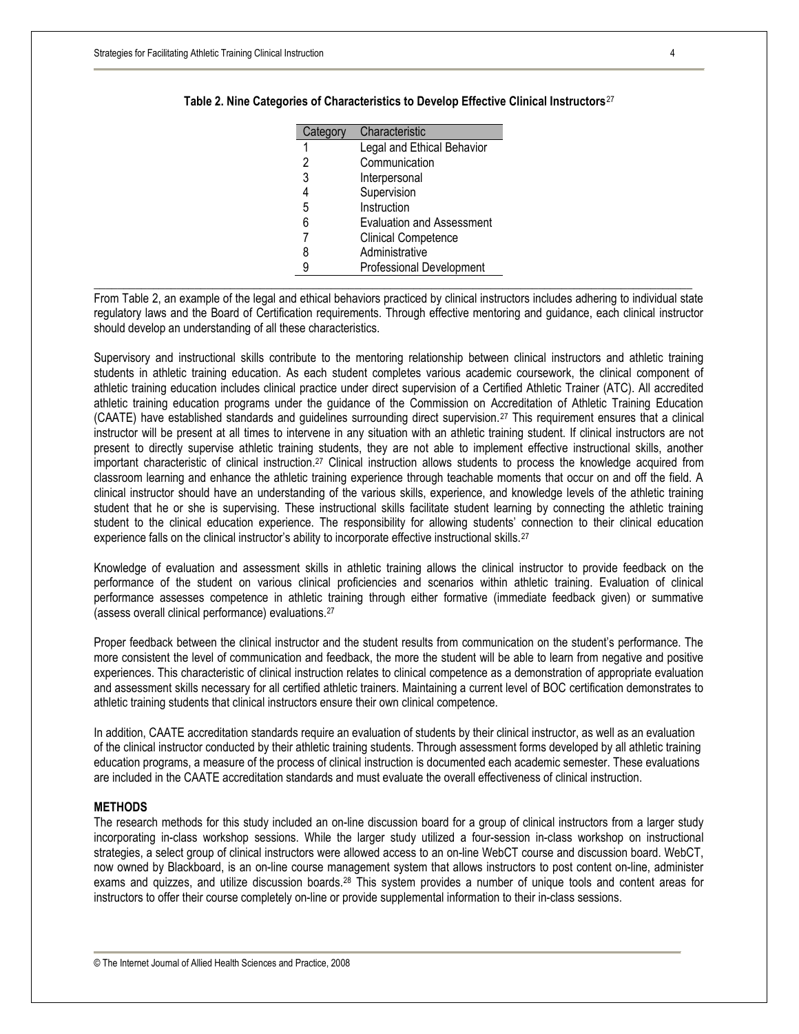**Table 2. Nine Categories of Characteristics to Develop Effective Clinical Instructors**[27]

| Category | Characteristic |
|---|---|
| 1 | Legal and Ethical Behavior |
| 2 | Communication |
| 3 | Interpersonal |
| 4 | Supervision |
| 5 | Instruction |
| 6 | Evaluation and Assessment |
| 7 | Clinical Competence |
| 8 | Administrative |
| 9 | Professional Development |

From Table 2, an example of the legal and ethical behaviors practiced by clinical instructors includes adhering to individual state regulatory laws and the Board of Certification requirements. Through effective mentoring and guidance, each clinical instructor should develop an understanding of all these characteristics.

Supervisory and instructional skills contribute to the mentoring relationship between clinical instructors and athletic training students in athletic training education. As each student completes various academic coursework, the clinical component of athletic training education includes clinical practice under direct supervision of a Certified Athletic Trainer (ATC). All accredited athletic training education programs under the guidance of the Commission on Accreditation of Athletic Training Education (CAATE) have established standards and guidelines surrounding direct supervision.[27] This requirement ensures that a clinical instructor will be present at all times to intervene in any situation with an athletic training student. If clinical instructors are not present to directly supervise athletic training students, they are not able to implement effective instructional skills, another important characteristic of clinical instruction.[27] Clinical instruction allows students to process the knowledge acquired from classroom learning and enhance the athletic training experience through teachable moments that occur on and off the field. A clinical instructor should have an understanding of the various skills, experience, and knowledge levels of the athletic training student that he or she is supervising. These instructional skills facilitate student learning by connecting the athletic training student to the clinical education experience. The responsibility for allowing students' connection to their clinical education experience falls on the clinical instructor's ability to incorporate effective instructional skills.[27]

Knowledge of evaluation and assessment skills in athletic training allows the clinical instructor to provide feedback on the performance of the student on various clinical proficiencies and scenarios within athletic training. Evaluation of clinical performance assesses competence in athletic training through either formative (immediate feedback given) or summative (assess overall clinical performance) evaluations.[27]

Proper feedback between the clinical instructor and the student results from communication on the student's performance. The more consistent the level of communication and feedback, the more the student will be able to learn from negative and positive experiences. This characteristic of clinical instruction relates to clinical competence as a demonstration of appropriate evaluation and assessment skills necessary for all certified athletic trainers. Maintaining a current level of BOC certification demonstrates to athletic training students that clinical instructors ensure their own clinical competence.

In addition, CAATE accreditation standards require an evaluation of students by their clinical instructor, as well as an evaluation of the clinical instructor conducted by their athletic training students. Through assessment forms developed by all athletic training education programs, a measure of the process of clinical instruction is documented each academic semester. These evaluations are included in the CAATE accreditation standards and must evaluate the overall effectiveness of clinical instruction.

## METHODS

The research methods for this study included an on-line discussion board for a group of clinical instructors from a larger study incorporating in-class workshop sessions. While the larger study utilized a four-session in-class workshop on instructional strategies, a select group of clinical instructors were allowed access to an on-line WebCT course and discussion board. WebCT, now owned by Blackboard, is an on-line course management system that allows instructors to post content on-line, administer exams and quizzes, and utilize discussion boards.[28] This system provides a number of unique tools and content areas for instructors to offer their course completely on-line or provide supplemental information to their in-class sessions.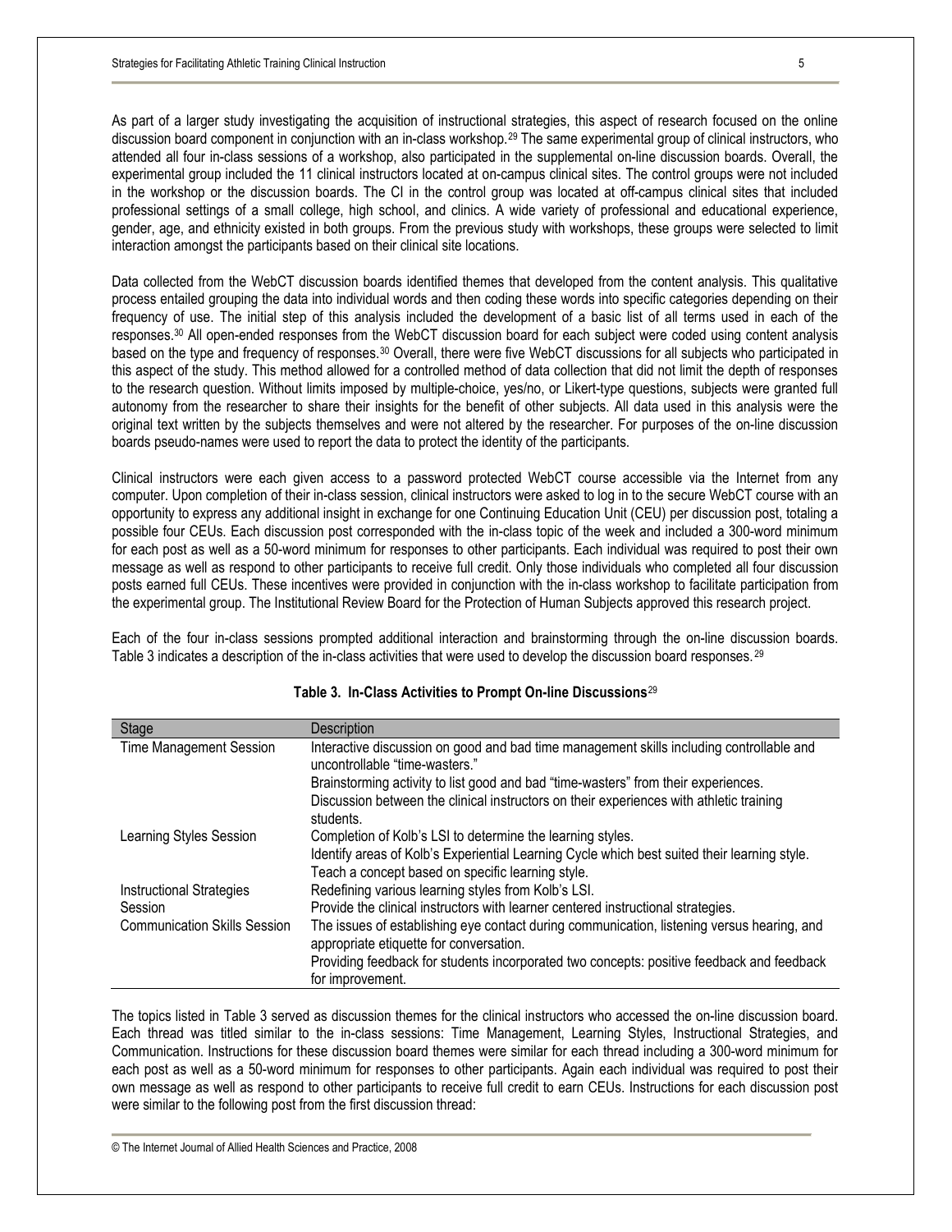As part of a larger study investigating the acquisition of instructional strategies, this aspect of research focused on the online discussion board component in conjunction with an in-class workshop.[29] The same experimental group of clinical instructors, who attended all four in-class sessions of a workshop, also participated in the supplemental on-line discussion boards. Overall, the experimental group included the 11 clinical instructors located at on-campus clinical sites. The control groups were not included in the workshop or the discussion boards. The CI in the control group was located at off-campus clinical sites that included professional settings of a small college, high school, and clinics. A wide variety of professional and educational experience, gender, age, and ethnicity existed in both groups. From the previous study with workshops, these groups were selected to limit interaction amongst the participants based on their clinical site locations.

Data collected from the WebCT discussion boards identified themes that developed from the content analysis. This qualitative process entailed grouping the data into individual words and then coding these words into specific categories depending on their frequency of use. The initial step of this analysis included the development of a basic list of all terms used in each of the responses.[30] All open-ended responses from the WebCT discussion board for each subject were coded using content analysis based on the type and frequency of responses.[30] Overall, there were five WebCT discussions for all subjects who participated in this aspect of the study. This method allowed for a controlled method of data collection that did not limit the depth of responses to the research question. Without limits imposed by multiple-choice, yes/no, or Likert-type questions, subjects were granted full autonomy from the researcher to share their insights for the benefit of other subjects. All data used in this analysis were the original text written by the subjects themselves and were not altered by the researcher. For purposes of the on-line discussion boards pseudo-names were used to report the data to protect the identity of the participants.

Clinical instructors were each given access to a password protected WebCT course accessible via the Internet from any computer. Upon completion of their in-class session, clinical instructors were asked to log in to the secure WebCT course with an opportunity to express any additional insight in exchange for one Continuing Education Unit (CEU) per discussion post, totaling a possible four CEUs. Each discussion post corresponded with the in-class topic of the week and included a 300-word minimum for each post as well as a 50-word minimum for responses to other participants. Each individual was required to post their own message as well as respond to other participants to receive full credit. Only those individuals who completed all four discussion posts earned full CEUs. These incentives were provided in conjunction with the in-class workshop to facilitate participation from the experimental group. The Institutional Review Board for the Protection of Human Subjects approved this research project.

Each of the four in-class sessions prompted additional interaction and brainstorming through the on-line discussion boards. Table 3 indicates a description of the in-class activities that were used to develop the discussion board responses.[29]

**Table 3. In-Class Activities to Prompt On-line Discussions**[29]

| Stage | Description |
|---|---|
| Time Management Session | Interactive discussion on good and bad time management skills including controllable and uncontrollable "time-wasters." |
| | Brainstorming activity to list good and bad "time-wasters" from their experiences. |
| | Discussion between the clinical instructors on their experiences with athletic training students. |
| Learning Styles Session | Completion of Kolb's LSI to determine the learning styles. |
| | Identify areas of Kolb's Experiential Learning Cycle which best suited their learning style. |
| | Teach a concept based on specific learning style. |
| Instructional Strategies Session | Redefining various learning styles from Kolb's LSI. |
| | Provide the clinical instructors with learner centered instructional strategies. |
| Communication Skills Session | The issues of establishing eye contact during communication, listening versus hearing, and appropriate etiquette for conversation. |
| | Providing feedback for students incorporated two concepts: positive feedback and feedback for improvement. |

The topics listed in Table 3 served as discussion themes for the clinical instructors who accessed the on-line discussion board. Each thread was titled similar to the in-class sessions: Time Management, Learning Styles, Instructional Strategies, and Communication. Instructions for these discussion board themes were similar for each thread including a 300-word minimum for each post as well as a 50-word minimum for responses to other participants. Again each individual was required to post their own message as well as respond to other participants to receive full credit to earn CEUs. Instructions for each discussion post were similar to the following post from the first discussion thread: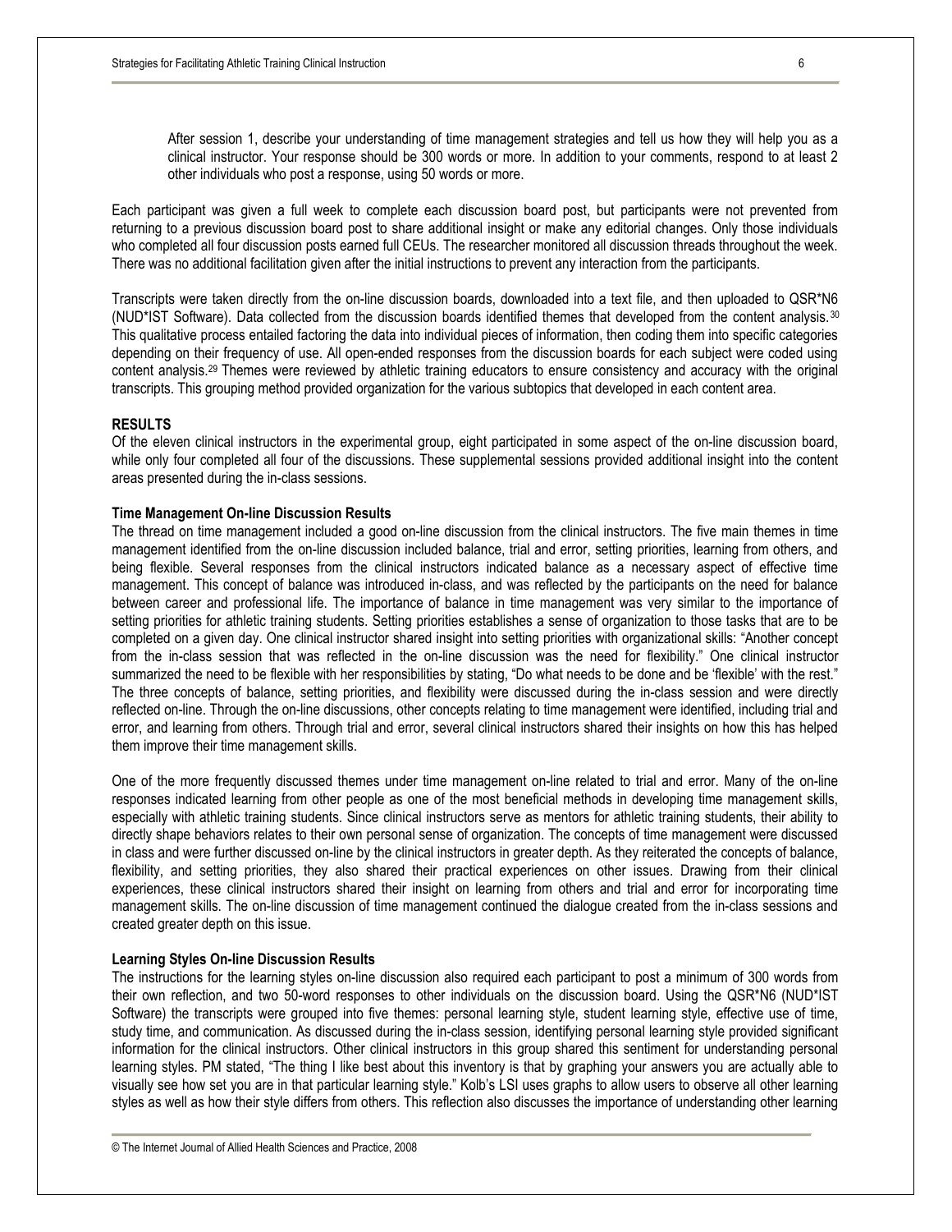> After session 1, describe your understanding of time management strategies and tell us how they will help you as a clinical instructor. Your response should be 300 words or more. In addition to your comments, respond to at least 2 other individuals who post a response, using 50 words or more.

Each participant was given a full week to complete each discussion board post, but participants were not prevented from returning to a previous discussion board post to share additional insight or make any editorial changes. Only those individuals who completed all four discussion posts earned full CEUs. The researcher monitored all discussion threads throughout the week. There was no additional facilitation given after the initial instructions to prevent any interaction from the participants.

Transcripts were taken directly from the on-line discussion boards, downloaded into a text file, and then uploaded to QSR*N6 (NUD*IST Software). Data collected from the discussion boards identified themes that developed from the content analysis.[30] This qualitative process entailed factoring the data into individual pieces of information, then coding them into specific categories depending on their frequency of use. All open-ended responses from the discussion boards for each subject were coded using content analysis.[29] Themes were reviewed by athletic training educators to ensure consistency and accuracy with the original transcripts. This grouping method provided organization for the various subtopics that developed in each content area.

## RESULTS

Of the eleven clinical instructors in the experimental group, eight participated in some aspect of the on-line discussion board, while only four completed all four of the discussions. These supplemental sessions provided additional insight into the content areas presented during the in-class sessions.

### Time Management On-line Discussion Results

The thread on time management included a good on-line discussion from the clinical instructors. The five main themes in time management identified from the on-line discussion included balance, trial and error, setting priorities, learning from others, and being flexible. Several responses from the clinical instructors indicated balance as a necessary aspect of effective time management. This concept of balance was introduced in-class, and was reflected by the participants on the need for balance between career and professional life. The importance of balance in time management was very similar to the importance of setting priorities for athletic training students. Setting priorities establishes a sense of organization to those tasks that are to be completed on a given day. One clinical instructor shared insight into setting priorities with organizational skills: "Another concept from the in-class session that was reflected in the on-line discussion was the need for flexibility." One clinical instructor summarized the need to be flexible with her responsibilities by stating, "Do what needs to be done and be 'flexible' with the rest." The three concepts of balance, setting priorities, and flexibility were discussed during the in-class session and were directly reflected on-line. Through the on-line discussions, other concepts relating to time management were identified, including trial and error, and learning from others. Through trial and error, several clinical instructors shared their insights on how this has helped them improve their time management skills.

One of the more frequently discussed themes under time management on-line related to trial and error. Many of the on-line responses indicated learning from other people as one of the most beneficial methods in developing time management skills, especially with athletic training students. Since clinical instructors serve as mentors for athletic training students, their ability to directly shape behaviors relates to their own personal sense of organization. The concepts of time management were discussed in class and were further discussed on-line by the clinical instructors in greater depth. As they reiterated the concepts of balance, flexibility, and setting priorities, they also shared their practical experiences on other issues. Drawing from their clinical experiences, these clinical instructors shared their insight on learning from others and trial and error for incorporating time management skills. The on-line discussion of time management continued the dialogue created from the in-class sessions and created greater depth on this issue.

### Learning Styles On-line Discussion Results

The instructions for the learning styles on-line discussion also required each participant to post a minimum of 300 words from their own reflection, and two 50-word responses to other individuals on the discussion board. Using the QSR*N6 (NUD*IST Software) the transcripts were grouped into five themes: personal learning style, student learning style, effective use of time, study time, and communication. As discussed during the in-class session, identifying personal learning style provided significant information for the clinical instructors. Other clinical instructors in this group shared this sentiment for understanding personal learning styles. PM stated, "The thing I like best about this inventory is that by graphing your answers you are actually able to visually see how set you are in that particular learning style." Kolb's LSI uses graphs to allow users to observe all other learning styles as well as how their style differs from others. This reflection also discusses the importance of understanding other learning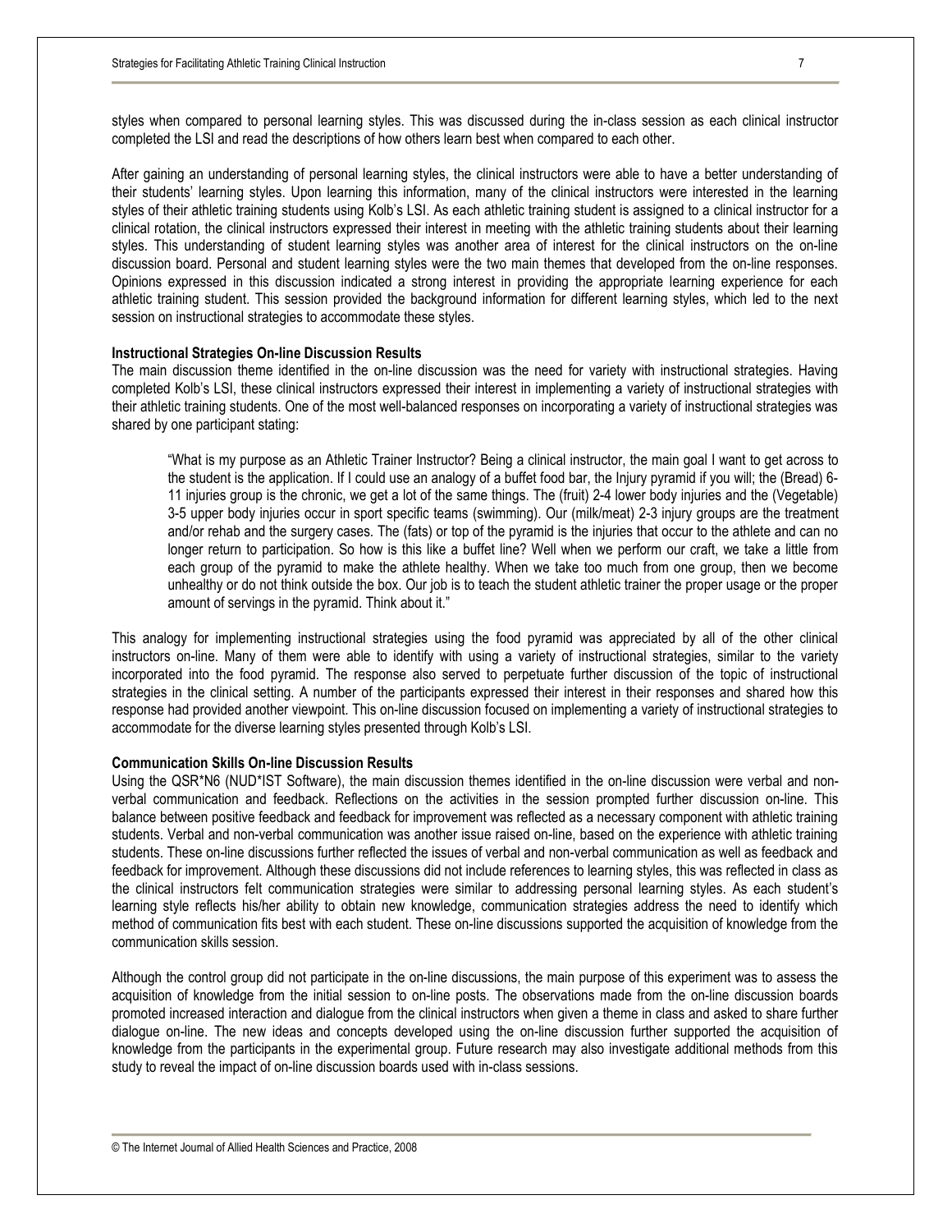styles when compared to personal learning styles. This was discussed during the in-class session as each clinical instructor completed the LSI and read the descriptions of how others learn best when compared to each other.

After gaining an understanding of personal learning styles, the clinical instructors were able to have a better understanding of their students' learning styles. Upon learning this information, many of the clinical instructors were interested in the learning styles of their athletic training students using Kolb's LSI. As each athletic training student is assigned to a clinical instructor for a clinical rotation, the clinical instructors expressed their interest in meeting with the athletic training students about their learning styles. This understanding of student learning styles was another area of interest for the clinical instructors on the on-line discussion board. Personal and student learning styles were the two main themes that developed from the on-line responses. Opinions expressed in this discussion indicated a strong interest in providing the appropriate learning experience for each athletic training student. This session provided the background information for different learning styles, which led to the next session on instructional strategies to accommodate these styles.

**Instructional Strategies On-line Discussion Results**

The main discussion theme identified in the on-line discussion was the need for variety with instructional strategies. Having completed Kolb's LSI, these clinical instructors expressed their interest in implementing a variety of instructional strategies with their athletic training students. One of the most well-balanced responses on incorporating a variety of instructional strategies was shared by one participant stating:

> "What is my purpose as an Athletic Trainer Instructor? Being a clinical instructor, the main goal I want to get across to the student is the application. If I could use an analogy of a buffet food bar, the Injury pyramid if you will; the (Bread) 6-11 injuries group is the chronic, we get a lot of the same things. The (fruit) 2-4 lower body injuries and the (Vegetable) 3-5 upper body injuries occur in sport specific teams (swimming). Our (milk/meat) 2-3 injury groups are the treatment and/or rehab and the surgery cases. The (fats) or top of the pyramid is the injuries that occur to the athlete and can no longer return to participation. So how is this like a buffet line? Well when we perform our craft, we take a little from each group of the pyramid to make the athlete healthy. When we take too much from one group, then we become unhealthy or do not think outside the box. Our job is to teach the student athletic trainer the proper usage or the proper amount of servings in the pyramid. Think about it."

This analogy for implementing instructional strategies using the food pyramid was appreciated by all of the other clinical instructors on-line. Many of them were able to identify with using a variety of instructional strategies, similar to the variety incorporated into the food pyramid. The response also served to perpetuate further discussion of the topic of instructional strategies in the clinical setting. A number of the participants expressed their interest in their responses and shared how this response had provided another viewpoint. This on-line discussion focused on implementing a variety of instructional strategies to accommodate for the diverse learning styles presented through Kolb's LSI.

**Communication Skills On-line Discussion Results**

Using the QSR*N6 (NUD*IST Software), the main discussion themes identified in the on-line discussion were verbal and non-verbal communication and feedback. Reflections on the activities in the session prompted further discussion on-line. This balance between positive feedback and feedback for improvement was reflected as a necessary component with athletic training students. Verbal and non-verbal communication was another issue raised on-line, based on the experience with athletic training students. These on-line discussions further reflected the issues of verbal and non-verbal communication as well as feedback and feedback for improvement. Although these discussions did not include references to learning styles, this was reflected in class as the clinical instructors felt communication strategies were similar to addressing personal learning styles. As each student's learning style reflects his/her ability to obtain new knowledge, communication strategies address the need to identify which method of communication fits best with each student. These on-line discussions supported the acquisition of knowledge from the communication skills session.

Although the control group did not participate in the on-line discussions, the main purpose of this experiment was to assess the acquisition of knowledge from the initial session to on-line posts. The observations made from the on-line discussion boards promoted increased interaction and dialogue from the clinical instructors when given a theme in class and asked to share further dialogue on-line. The new ideas and concepts developed using the on-line discussion further supported the acquisition of knowledge from the participants in the experimental group. Future research may also investigate additional methods from this study to reveal the impact of on-line discussion boards used with in-class sessions.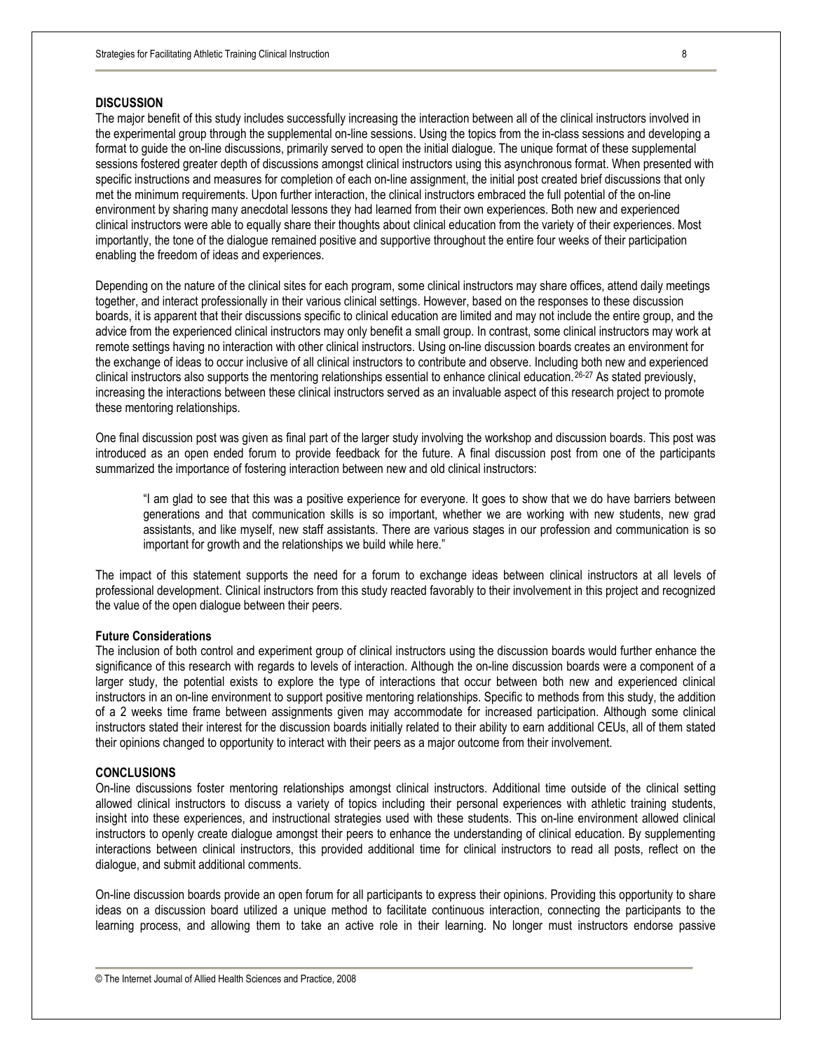## DISCUSSION

The major benefit of this study includes successfully increasing the interaction between all of the clinical instructors involved in the experimental group through the supplemental on-line sessions. Using the topics from the in-class sessions and developing a format to guide the on-line discussions, primarily served to open the initial dialogue. The unique format of these supplemental sessions fostered greater depth of discussions amongst clinical instructors using this asynchronous format. When presented with specific instructions and measures for completion of each on-line assignment, the initial post created brief discussions that only met the minimum requirements. Upon further interaction, the clinical instructors embraced the full potential of the on-line environment by sharing many anecdotal lessons they had learned from their own experiences. Both new and experienced clinical instructors were able to equally share their thoughts about clinical education from the variety of their experiences. Most importantly, the tone of the dialogue remained positive and supportive throughout the entire four weeks of their participation enabling the freedom of ideas and experiences.

Depending on the nature of the clinical sites for each program, some clinical instructors may share offices, attend daily meetings together, and interact professionally in their various clinical settings. However, based on the responses to these discussion boards, it is apparent that their discussions specific to clinical education are limited and may not include the entire group, and the advice from the experienced clinical instructors may only benefit a small group. In contrast, some clinical instructors may work at remote settings having no interaction with other clinical instructors. Using on-line discussion boards creates an environment for the exchange of ideas to occur inclusive of all clinical instructors to contribute and observe. Including both new and experienced clinical instructors also supports the mentoring relationships essential to enhance clinical education.[26-27] As stated previously, increasing the interactions between these clinical instructors served as an invaluable aspect of this research project to promote these mentoring relationships.

One final discussion post was given as final part of the larger study involving the workshop and discussion boards. This post was introduced as an open ended forum to provide feedback for the future. A final discussion post from one of the participants summarized the importance of fostering interaction between new and old clinical instructors:

> "I am glad to see that this was a positive experience for everyone. It goes to show that we do have barriers between generations and that communication skills is so important, whether we are working with new students, new grad assistants, and like myself, new staff assistants. There are various stages in our profession and communication is so important for growth and the relationships we build while here."

The impact of this statement supports the need for a forum to exchange ideas between clinical instructors at all levels of professional development. Clinical instructors from this study reacted favorably to their involvement in this project and recognized the value of the open dialogue between their peers.

### Future Considerations

The inclusion of both control and experiment group of clinical instructors using the discussion boards would further enhance the significance of this research with regards to levels of interaction. Although the on-line discussion boards were a component of a larger study, the potential exists to explore the type of interactions that occur between both new and experienced clinical instructors in an on-line environment to support positive mentoring relationships. Specific to methods from this study, the addition of a 2 weeks time frame between assignments given may accommodate for increased participation. Although some clinical instructors stated their interest for the discussion boards initially related to their ability to earn additional CEUs, all of them stated their opinions changed to opportunity to interact with their peers as a major outcome from their involvement.

## CONCLUSIONS

On-line discussions foster mentoring relationships amongst clinical instructors. Additional time outside of the clinical setting allowed clinical instructors to discuss a variety of topics including their personal experiences with athletic training students, insight into these experiences, and instructional strategies used with these students. This on-line environment allowed clinical instructors to openly create dialogue amongst their peers to enhance the understanding of clinical education. By supplementing interactions between clinical instructors, this provided additional time for clinical instructors to read all posts, reflect on the dialogue, and submit additional comments.

On-line discussion boards provide an open forum for all participants to express their opinions. Providing this opportunity to share ideas on a discussion board utilized a unique method to facilitate continuous interaction, connecting the participants to the learning process, and allowing them to take an active role in their learning. No longer must instructors endorse passive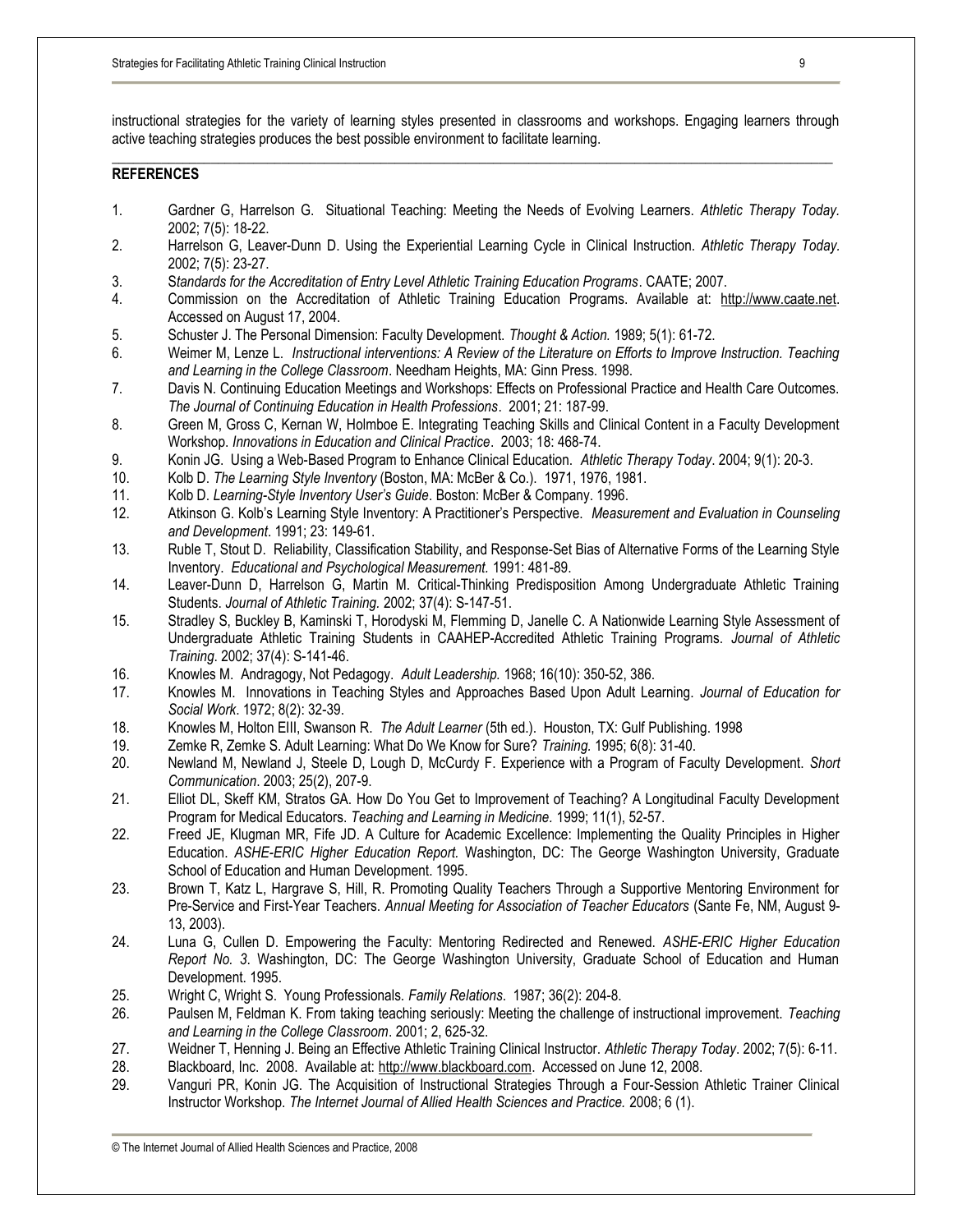instructional strategies for the variety of learning styles presented in classrooms and workshops. Engaging learners through active teaching strategies produces the best possible environment to facilitate learning.

## REFERENCES

1. Gardner G, Harrelson G. Situational Teaching: Meeting the Needs of Evolving Learners. *Athletic Therapy Today.* 2002; 7(5): 18-22.
2. Harrelson G, Leaver-Dunn D. Using the Experiential Learning Cycle in Clinical Instruction. *Athletic Therapy Today.* 2002; 7(5): 23-27.
3. *Standards for the Accreditation of Entry Level Athletic Training Education Programs*. CAATE; 2007.
4. Commission on the Accreditation of Athletic Training Education Programs. Available at: http://www.caate.net. Accessed on August 17, 2004.
5. Schuster J. The Personal Dimension: Faculty Development. *Thought & Action.* 1989; 5(1): 61-72.
6. Weimer M, Lenze L. *Instructional interventions: A Review of the Literature on Efforts to Improve Instruction. Teaching and Learning in the College Classroom*. Needham Heights, MA: Ginn Press. 1998.
7. Davis N. Continuing Education Meetings and Workshops: Effects on Professional Practice and Health Care Outcomes. *The Journal of Continuing Education in Health Professions*. 2001; 21: 187-99.
8. Green M, Gross C, Kernan W, Holmboe E. Integrating Teaching Skills and Clinical Content in a Faculty Development Workshop. *Innovations in Education and Clinical Practice*. 2003; 18: 468-74.
9. Konin JG. Using a Web-Based Program to Enhance Clinical Education. *Athletic Therapy Today*. 2004; 9(1): 20-3.
10. Kolb D. *The Learning Style Inventory* (Boston, MA: McBer & Co.). 1971, 1976, 1981.
11. Kolb D. *Learning-Style Inventory User's Guide*. Boston: McBer & Company. 1996.
12. Atkinson G. Kolb's Learning Style Inventory: A Practitioner's Perspective. *Measurement and Evaluation in Counseling and Development*. 1991; 23: 149-61.
13. Ruble T, Stout D. Reliability, Classification Stability, and Response-Set Bias of Alternative Forms of the Learning Style Inventory. *Educational and Psychological Measurement.* 1991: 481-89.
14. Leaver-Dunn D, Harrelson G, Martin M. Critical-Thinking Predisposition Among Undergraduate Athletic Training Students. *Journal of Athletic Training.* 2002; 37(4): S-147-51.
15. Stradley S, Buckley B, Kaminski T, Horodyski M, Flemming D, Janelle C. A Nationwide Learning Style Assessment of Undergraduate Athletic Training Students in CAAHEP-Accredited Athletic Training Programs. *Journal of Athletic Training*. 2002; 37(4): S-141-46.
16. Knowles M. Andragogy, Not Pedagogy. *Adult Leadership.* 1968; 16(10): 350-52, 386.
17. Knowles M. Innovations in Teaching Styles and Approaches Based Upon Adult Learning. *Journal of Education for Social Work*. 1972; 8(2): 32-39.
18. Knowles M, Holton EIII, Swanson R. *The Adult Learner* (5th ed.). Houston, TX: Gulf Publishing. 1998
19. Zemke R, Zemke S. Adult Learning: What Do We Know for Sure? *Training.* 1995; 6(8): 31-40.
20. Newland M, Newland J, Steele D, Lough D, McCurdy F. Experience with a Program of Faculty Development. *Short Communication*. 2003; 25(2), 207-9.
21. Elliot DL, Skeff KM, Stratos GA. How Do You Get to Improvement of Teaching? A Longitudinal Faculty Development Program for Medical Educators. *Teaching and Learning in Medicine*. 1999; 11(1), 52-57.
22. Freed JE, Klugman MR, Fife JD. A Culture for Academic Excellence: Implementing the Quality Principles in Higher Education. *ASHE-ERIC Higher Education Report.* Washington, DC: The George Washington University, Graduate School of Education and Human Development. 1995.
23. Brown T, Katz L, Hargrave S, Hill, R. Promoting Quality Teachers Through a Supportive Mentoring Environment for Pre-Service and First-Year Teachers. *Annual Meeting for Association of Teacher Educators* (Sante Fe, NM, August 9-13, 2003).
24. Luna G, Cullen D. Empowering the Faculty: Mentoring Redirected and Renewed. *ASHE-ERIC Higher Education Report No. 3*. Washington, DC: The George Washington University, Graduate School of Education and Human Development. 1995.
25. Wright C, Wright S. Young Professionals. *Family Relations.* 1987; 36(2): 204-8.
26. Paulsen M, Feldman K. From taking teaching seriously: Meeting the challenge of instructional improvement. *Teaching and Learning in the College Classroom*. 2001; 2, 625-32.
27. Weidner T, Henning J. Being an Effective Athletic Training Clinical Instructor. *Athletic Therapy Today*. 2002; 7(5): 6-11.
28. Blackboard, Inc. 2008. Available at: http://www.blackboard.com. Accessed on June 12, 2008.
29. Vanguri PR, Konin JG. The Acquisition of Instructional Strategies Through a Four-Session Athletic Trainer Clinical Instructor Workshop. *The Internet Journal of Allied Health Sciences and Practice.* 2008; 6 (1).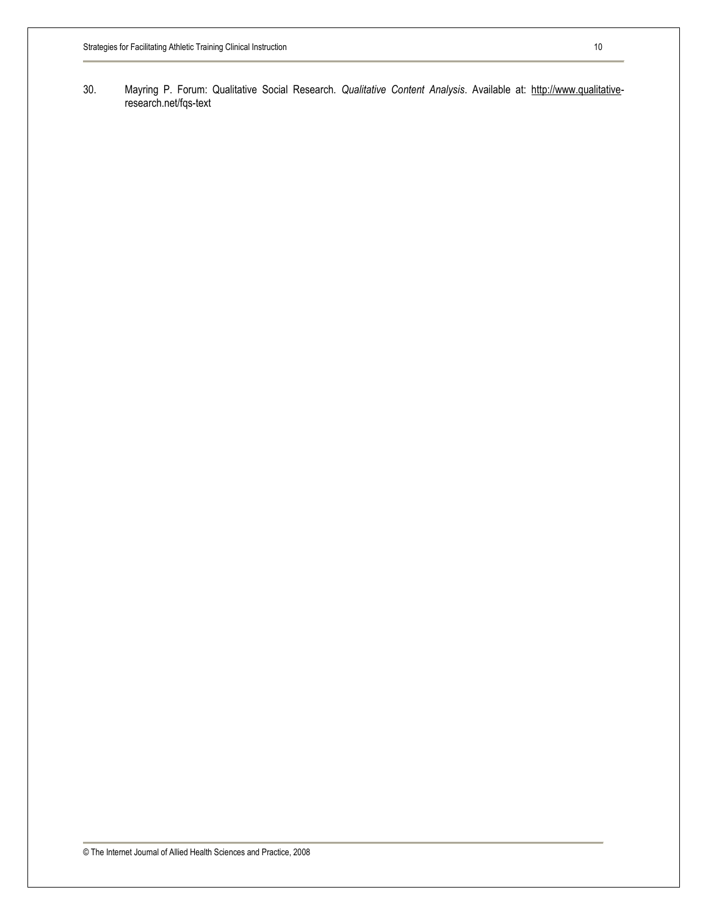30. Mayring P. Forum: Qualitative Social Research. *Qualitative Content Analysis*. Available at: http://www.qualitative-research.net/fqs-text